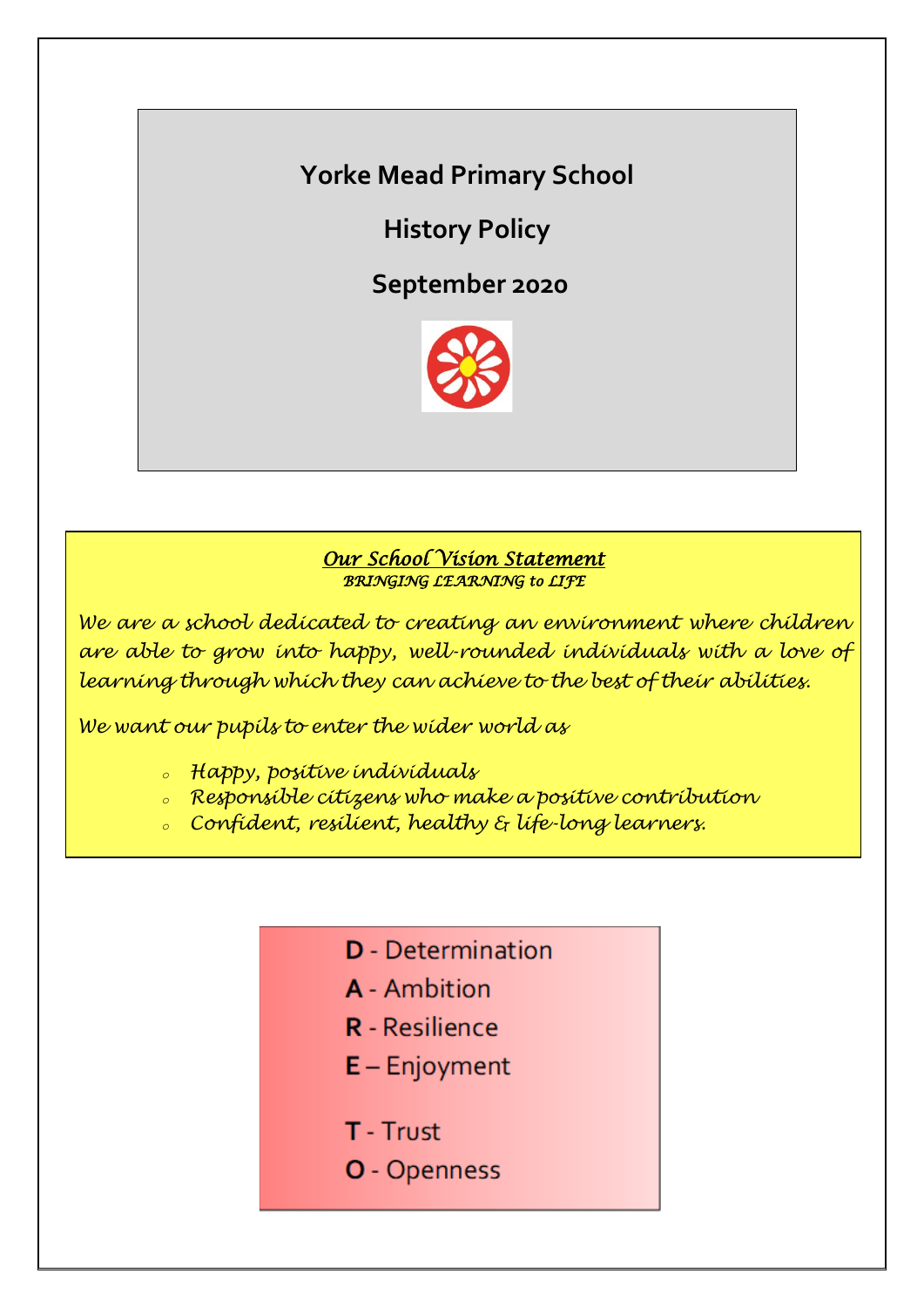# Yorke Mead Primary School

## History Policy

## September 2020

***Our School Vision Statement***
*BRINGING LEARNING to LIFE*

*We are a school dedicated to creating an environment where children are able to grow into happy, well-rounded individuals with a love of learning through which they can achieve to the best of their abilities.*

*We want our pupils to enter the wider world as*

- *Happy, positive individuals*
- *Responsible citizens who make a positive contribution*
- *Confident, resilient, healthy & life-long learners.*

**D** - Determination
**A** - Ambition
**R** - Resilience
**E** – Enjoyment

**T** - Trust
**O** - Openness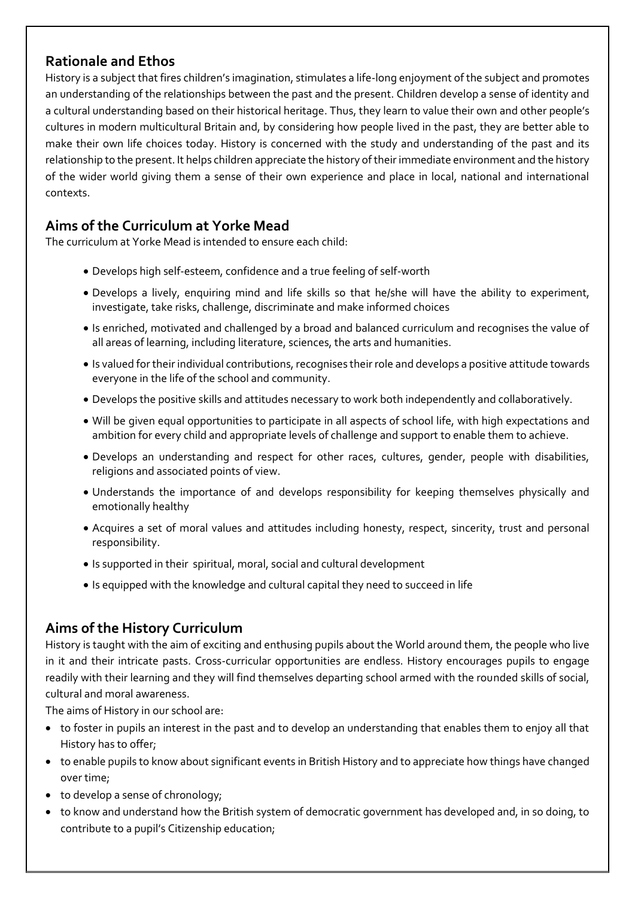## Rationale and Ethos

History is a subject that fires children's imagination, stimulates a life-long enjoyment of the subject and promotes an understanding of the relationships between the past and the present. Children develop a sense of identity and a cultural understanding based on their historical heritage. Thus, they learn to value their own and other people's cultures in modern multicultural Britain and, by considering how people lived in the past, they are better able to make their own life choices today. History is concerned with the study and understanding of the past and its relationship to the present. It helps children appreciate the history of their immediate environment and the history of the wider world giving them a sense of their own experience and place in local, national and international contexts.

## Aims of the Curriculum at Yorke Mead

The curriculum at Yorke Mead is intended to ensure each child:

- Develops high self-esteem, confidence and a true feeling of self-worth
- Develops a lively, enquiring mind and life skills so that he/she will have the ability to experiment, investigate, take risks, challenge, discriminate and make informed choices
- Is enriched, motivated and challenged by a broad and balanced curriculum and recognises the value of all areas of learning, including literature, sciences, the arts and humanities.
- Is valued for their individual contributions, recognises their role and develops a positive attitude towards everyone in the life of the school and community.
- Develops the positive skills and attitudes necessary to work both independently and collaboratively.
- Will be given equal opportunities to participate in all aspects of school life, with high expectations and ambition for every child and appropriate levels of challenge and support to enable them to achieve.
- Develops an understanding and respect for other races, cultures, gender, people with disabilities, religions and associated points of view.
- Understands the importance of and develops responsibility for keeping themselves physically and emotionally healthy
- Acquires a set of moral values and attitudes including honesty, respect, sincerity, trust and personal responsibility.
- Is supported in their spiritual, moral, social and cultural development
- Is equipped with the knowledge and cultural capital they need to succeed in life

## Aims of the History Curriculum

History is taught with the aim of exciting and enthusing pupils about the World around them, the people who live in it and their intricate pasts. Cross-curricular opportunities are endless. History encourages pupils to engage readily with their learning and they will find themselves departing school armed with the rounded skills of social, cultural and moral awareness.

The aims of History in our school are:

- to foster in pupils an interest in the past and to develop an understanding that enables them to enjoy all that History has to offer;
- to enable pupils to know about significant events in British History and to appreciate how things have changed over time;
- to develop a sense of chronology;
- to know and understand how the British system of democratic government has developed and, in so doing, to contribute to a pupil's Citizenship education;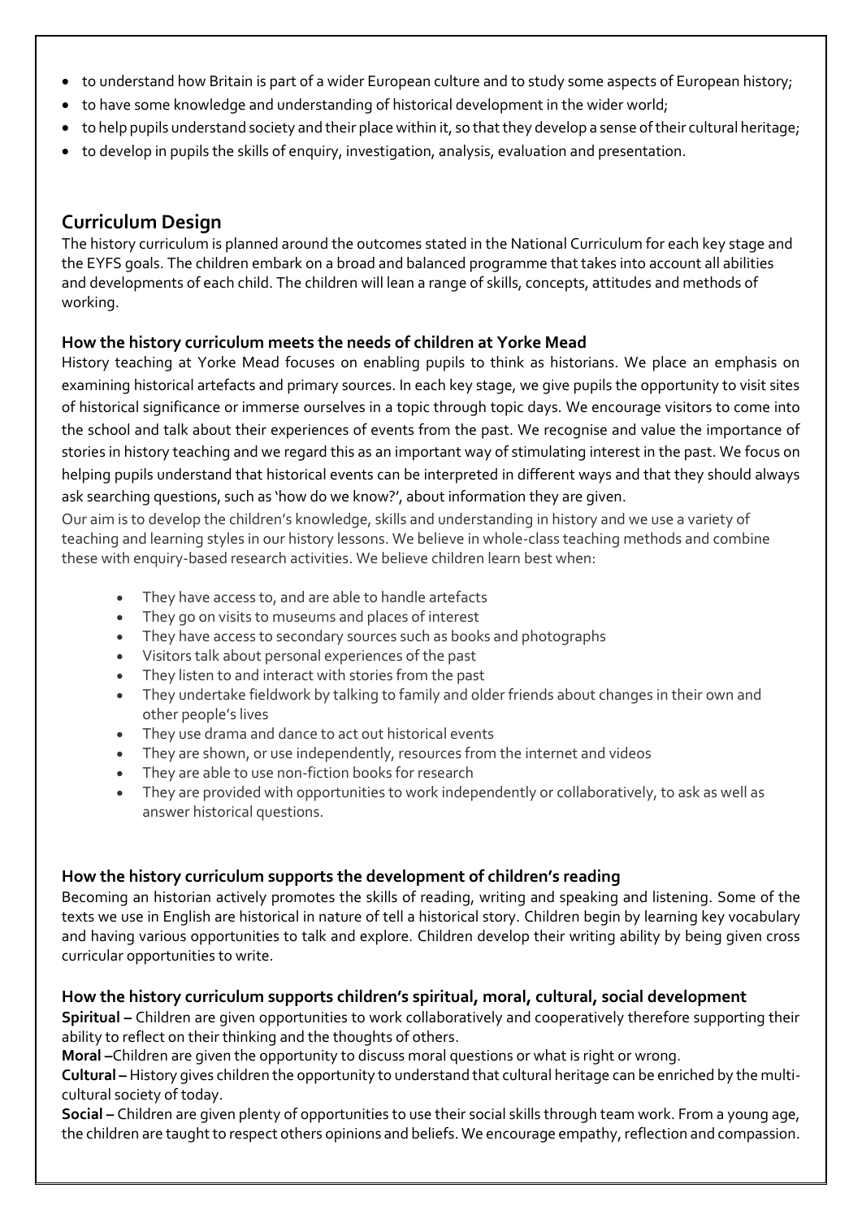- to understand how Britain is part of a wider European culture and to study some aspects of European history;
- to have some knowledge and understanding of historical development in the wider world;
- to help pupils understand society and their place within it, so that they develop a sense of their cultural heritage;
- to develop in pupils the skills of enquiry, investigation, analysis, evaluation and presentation.

## Curriculum Design

The history curriculum is planned around the outcomes stated in the National Curriculum for each key stage and the EYFS goals. The children embark on a broad and balanced programme that takes into account all abilities and developments of each child. The children will lean a range of skills, concepts, attitudes and methods of working.

### How the history curriculum meets the needs of children at Yorke Mead

History teaching at Yorke Mead focuses on enabling pupils to think as historians. We place an emphasis on examining historical artefacts and primary sources. In each key stage, we give pupils the opportunity to visit sites of historical significance or immerse ourselves in a topic through topic days. We encourage visitors to come into the school and talk about their experiences of events from the past. We recognise and value the importance of stories in history teaching and we regard this as an important way of stimulating interest in the past. We focus on helping pupils understand that historical events can be interpreted in different ways and that they should always ask searching questions, such as 'how do we know?', about information they are given.

Our aim is to develop the children's knowledge, skills and understanding in history and we use a variety of teaching and learning styles in our history lessons. We believe in whole-class teaching methods and combine these with enquiry-based research activities. We believe children learn best when:

- They have access to, and are able to handle artefacts
- They go on visits to museums and places of interest
- They have access to secondary sources such as books and photographs
- Visitors talk about personal experiences of the past
- They listen to and interact with stories from the past
- They undertake fieldwork by talking to family and older friends about changes in their own and other people's lives
- They use drama and dance to act out historical events
- They are shown, or use independently, resources from the internet and videos
- They are able to use non-fiction books for research
- They are provided with opportunities to work independently or collaboratively, to ask as well as answer historical questions.

### How the history curriculum supports the development of children's reading

Becoming an historian actively promotes the skills of reading, writing and speaking and listening. Some of the texts we use in English are historical in nature of tell a historical story. Children begin by learning key vocabulary and having various opportunities to talk and explore. Children develop their writing ability by being given cross curricular opportunities to write.

### How the history curriculum supports children's spiritual, moral, cultural, social development

**Spiritual –** Children are given opportunities to work collaboratively and cooperatively therefore supporting their ability to reflect on their thinking and the thoughts of others.

**Moral –**Children are given the opportunity to discuss moral questions or what is right or wrong.

**Cultural –** History gives children the opportunity to understand that cultural heritage can be enriched by the multi-cultural society of today.

**Social –** Children are given plenty of opportunities to use their social skills through team work. From a young age, the children are taught to respect others opinions and beliefs. We encourage empathy, reflection and compassion.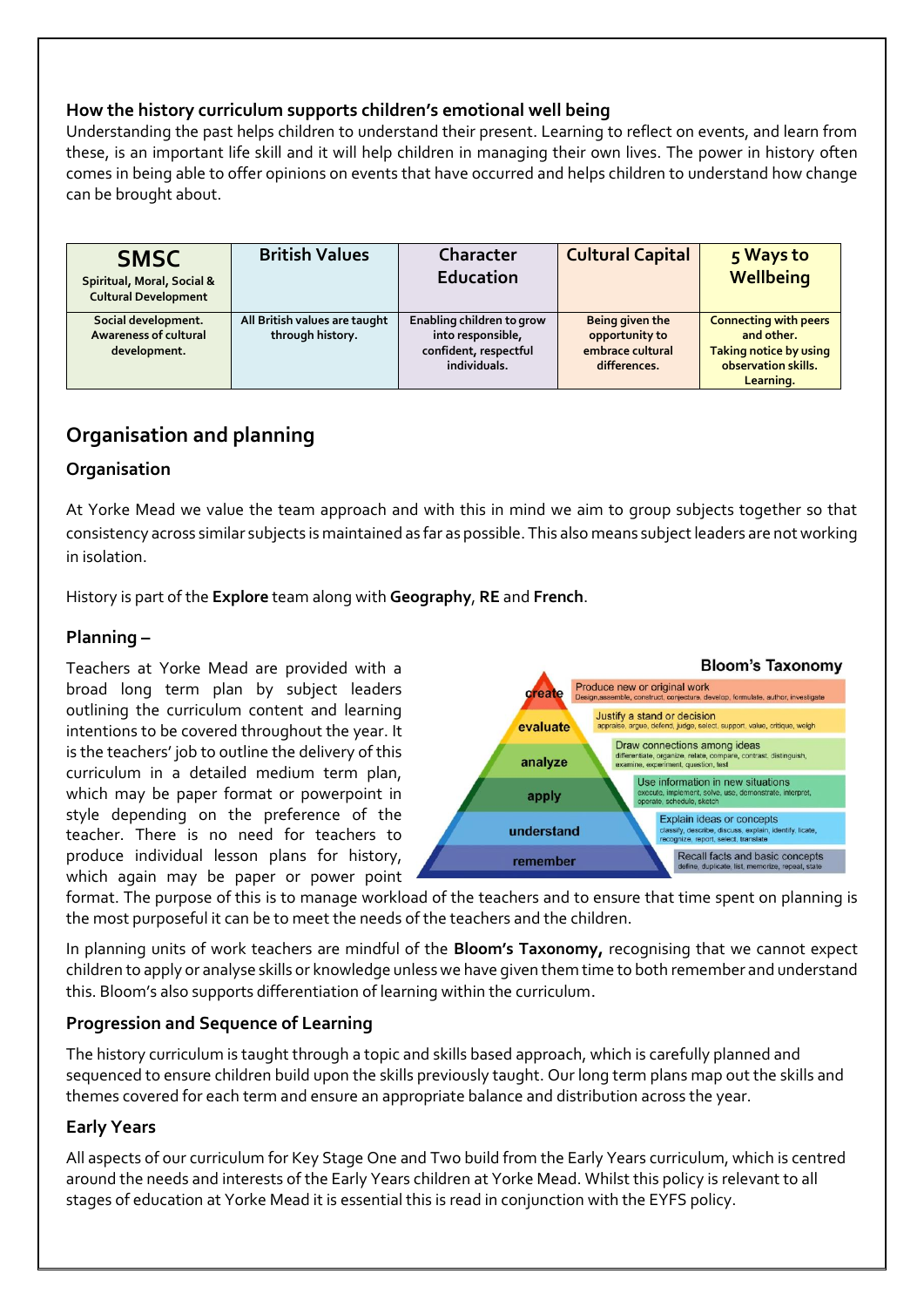### How the history curriculum supports children's emotional well being

Understanding the past helps children to understand their present. Learning to reflect on events, and learn from these, is an important life skill and it will help children in managing their own lives. The power in history often comes in being able to offer opinions on events that have occurred and helps children to understand how change can be brought about.

| **SMSC** Spiritual, Moral, Social & Cultural Development | **British Values** | **Character Education** | **Cultural Capital** | **5 Ways to Wellbeing** |
|---|---|---|---|---|
| Social development. Awareness of cultural development. | All British values are taught through history. | Enabling children to grow into responsible, confident, respectful individuals. | Being given the opportunity to embrace cultural differences. | Connecting with peers and other. Taking notice by using observation skills. Learning. |

## Organisation and planning

### Organisation

At Yorke Mead we value the team approach and with this in mind we aim to group subjects together so that consistency across similar subjects is maintained as far as possible. This also means subject leaders are not working in isolation.

History is part of the **Explore** team along with **Geography**, **RE** and **French**.

### Planning –

Teachers at Yorke Mead are provided with a broad long term plan by subject leaders outlining the curriculum content and learning intentions to be covered throughout the year. It is the teachers' job to outline the delivery of this curriculum in a detailed medium term plan, which may be paper format or powerpoint in style depending on the preference of the teacher. There is no need for teachers to produce individual lesson plans for history, which again may be paper or power point format. The purpose of this is to manage workload of the teachers and to ensure that time spent on planning is the most purposeful it can be to meet the needs of the teachers and the children.

**Bloom's Taxonomy**

- **create** – Produce new or original work: Design, assemble, construct, conjecture, develop, formulate, author, investigate
- **evaluate** – Justify a stand or decision: appraise, argue, defend, judge, select, support, value, critique, weigh
- **analyze** – Draw connections among ideas: differentiate, organize, relate, compare, contrast, distinguish, examine, experiment, question, test
- **apply** – Use information in new situations: execute, implement, solve, use, demonstrate, interpret, operate, schedule, sketch
- **understand** – Explain ideas or concepts: classify, describe, discuss, explain, identify, locate, recognize, report, select, translate
- **remember** – Recall facts and basic concepts: define, duplicate, list, memorize, repeat, state

In planning units of work teachers are mindful of the **Bloom's Taxonomy,** recognising that we cannot expect children to apply or analyse skills or knowledge unless we have given them time to both remember and understand this. Bloom's also supports differentiation of learning within the curriculum.

### Progression and Sequence of Learning

The history curriculum is taught through a topic and skills based approach, which is carefully planned and sequenced to ensure children build upon the skills previously taught. Our long term plans map out the skills and themes covered for each term and ensure an appropriate balance and distribution across the year.

### Early Years

All aspects of our curriculum for Key Stage One and Two build from the Early Years curriculum, which is centred around the needs and interests of the Early Years children at Yorke Mead. Whilst this policy is relevant to all stages of education at Yorke Mead it is essential this is read in conjunction with the EYFS policy.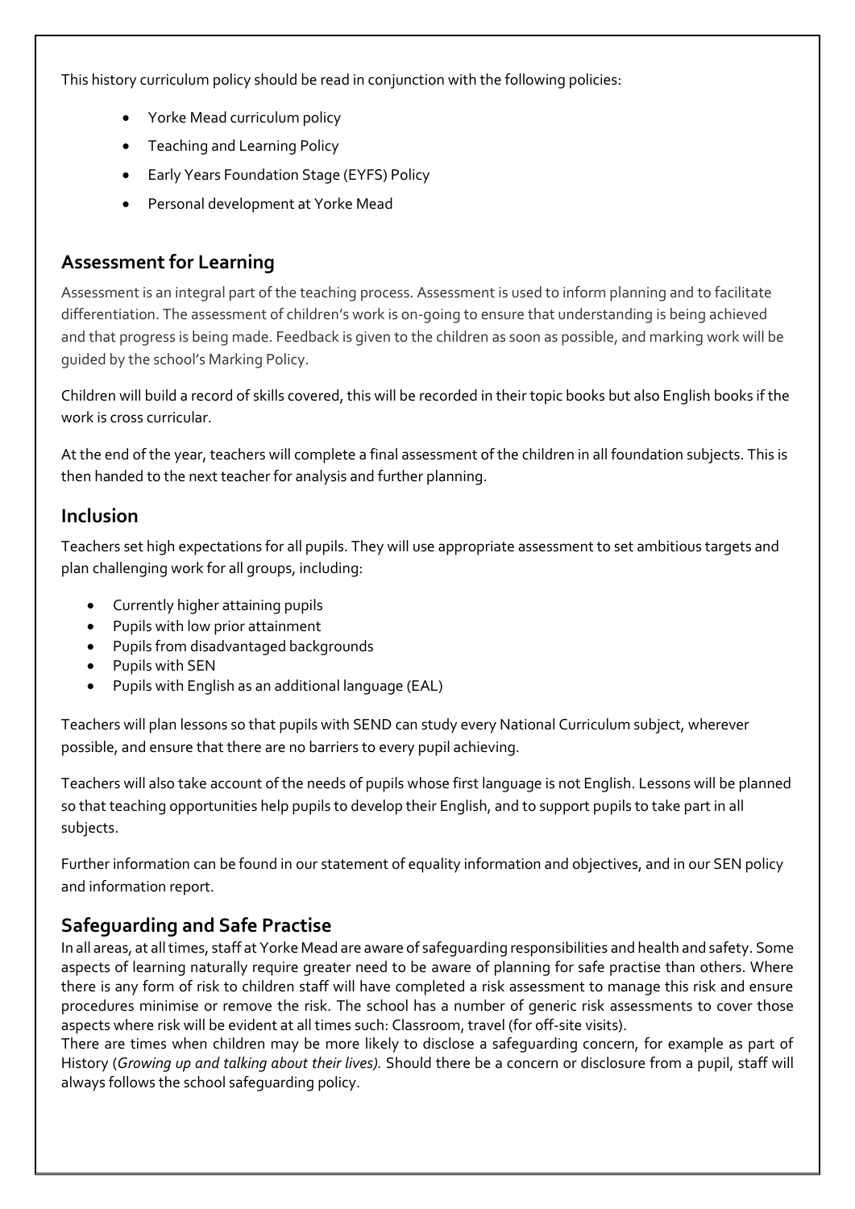This history curriculum policy should be read in conjunction with the following policies:

- Yorke Mead curriculum policy
- Teaching and Learning Policy
- Early Years Foundation Stage (EYFS) Policy
- Personal development at Yorke Mead

## Assessment for Learning

Assessment is an integral part of the teaching process. Assessment is used to inform planning and to facilitate differentiation. The assessment of children's work is on-going to ensure that understanding is being achieved and that progress is being made. Feedback is given to the children as soon as possible, and marking work will be guided by the school's Marking Policy.

Children will build a record of skills covered, this will be recorded in their topic books but also English books if the work is cross curricular.

At the end of the year, teachers will complete a final assessment of the children in all foundation subjects. This is then handed to the next teacher for analysis and further planning.

## Inclusion

Teachers set high expectations for all pupils. They will use appropriate assessment to set ambitious targets and plan challenging work for all groups, including:

- Currently higher attaining pupils
- Pupils with low prior attainment
- Pupils from disadvantaged backgrounds
- Pupils with SEN
- Pupils with English as an additional language (EAL)

Teachers will plan lessons so that pupils with SEND can study every National Curriculum subject, wherever possible, and ensure that there are no barriers to every pupil achieving.

Teachers will also take account of the needs of pupils whose first language is not English. Lessons will be planned so that teaching opportunities help pupils to develop their English, and to support pupils to take part in all subjects.

Further information can be found in our statement of equality information and objectives, and in our SEN policy and information report.

## Safeguarding and Safe Practise

In all areas, at all times, staff at Yorke Mead are aware of safeguarding responsibilities and health and safety. Some aspects of learning naturally require greater need to be aware of planning for safe practise than others. Where there is any form of risk to children staff will have completed a risk assessment to manage this risk and ensure procedures minimise or remove the risk. The school has a number of generic risk assessments to cover those aspects where risk will be evident at all times such: Classroom, travel (for off-site visits).

There are times when children may be more likely to disclose a safeguarding concern, for example as part of History (*Growing up and talking about their lives).* Should there be a concern or disclosure from a pupil, staff will always follows the school safeguarding policy.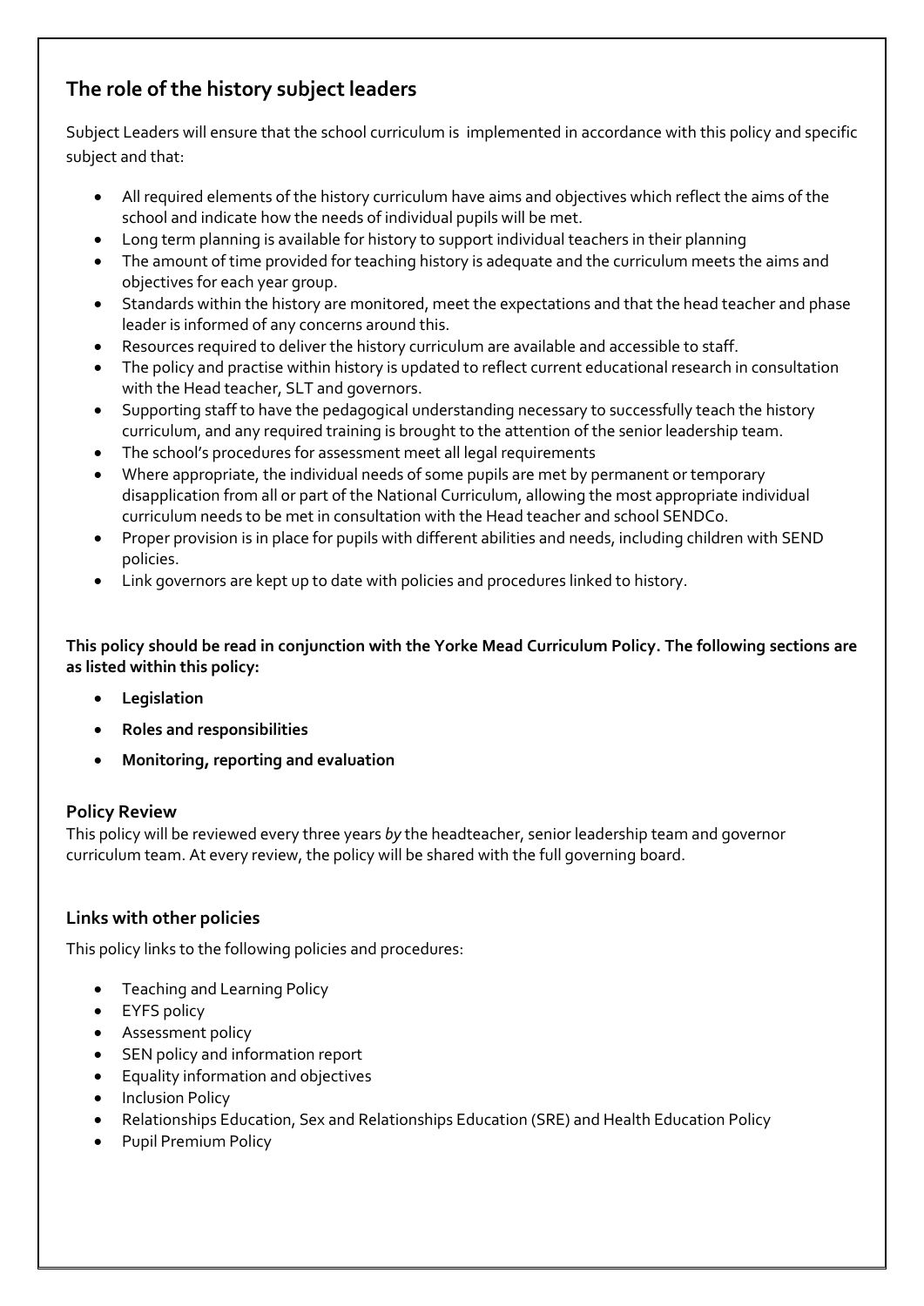## The role of the history subject leaders

Subject Leaders will ensure that the school curriculum is implemented in accordance with this policy and specific subject and that:

- All required elements of the history curriculum have aims and objectives which reflect the aims of the school and indicate how the needs of individual pupils will be met.
- Long term planning is available for history to support individual teachers in their planning
- The amount of time provided for teaching history is adequate and the curriculum meets the aims and objectives for each year group.
- Standards within the history are monitored, meet the expectations and that the head teacher and phase leader is informed of any concerns around this.
- Resources required to deliver the history curriculum are available and accessible to staff.
- The policy and practise within history is updated to reflect current educational research in consultation with the Head teacher, SLT and governors.
- Supporting staff to have the pedagogical understanding necessary to successfully teach the history curriculum, and any required training is brought to the attention of the senior leadership team.
- The school's procedures for assessment meet all legal requirements
- Where appropriate, the individual needs of some pupils are met by permanent or temporary disapplication from all or part of the National Curriculum, allowing the most appropriate individual curriculum needs to be met in consultation with the Head teacher and school SENDCo.
- Proper provision is in place for pupils with different abilities and needs, including children with SEND policies.
- Link governors are kept up to date with policies and procedures linked to history.

**This policy should be read in conjunction with the Yorke Mead Curriculum Policy. The following sections are as listed within this policy:**

- **Legislation**
- **Roles and responsibilities**
- **Monitoring, reporting and evaluation**

### Policy Review

This policy will be reviewed every three years *by* the headteacher, senior leadership team and governor curriculum team. At every review, the policy will be shared with the full governing board.

### Links with other policies

This policy links to the following policies and procedures:

- Teaching and Learning Policy
- EYFS policy
- Assessment policy
- SEN policy and information report
- Equality information and objectives
- Inclusion Policy
- Relationships Education, Sex and Relationships Education (SRE) and Health Education Policy
- Pupil Premium Policy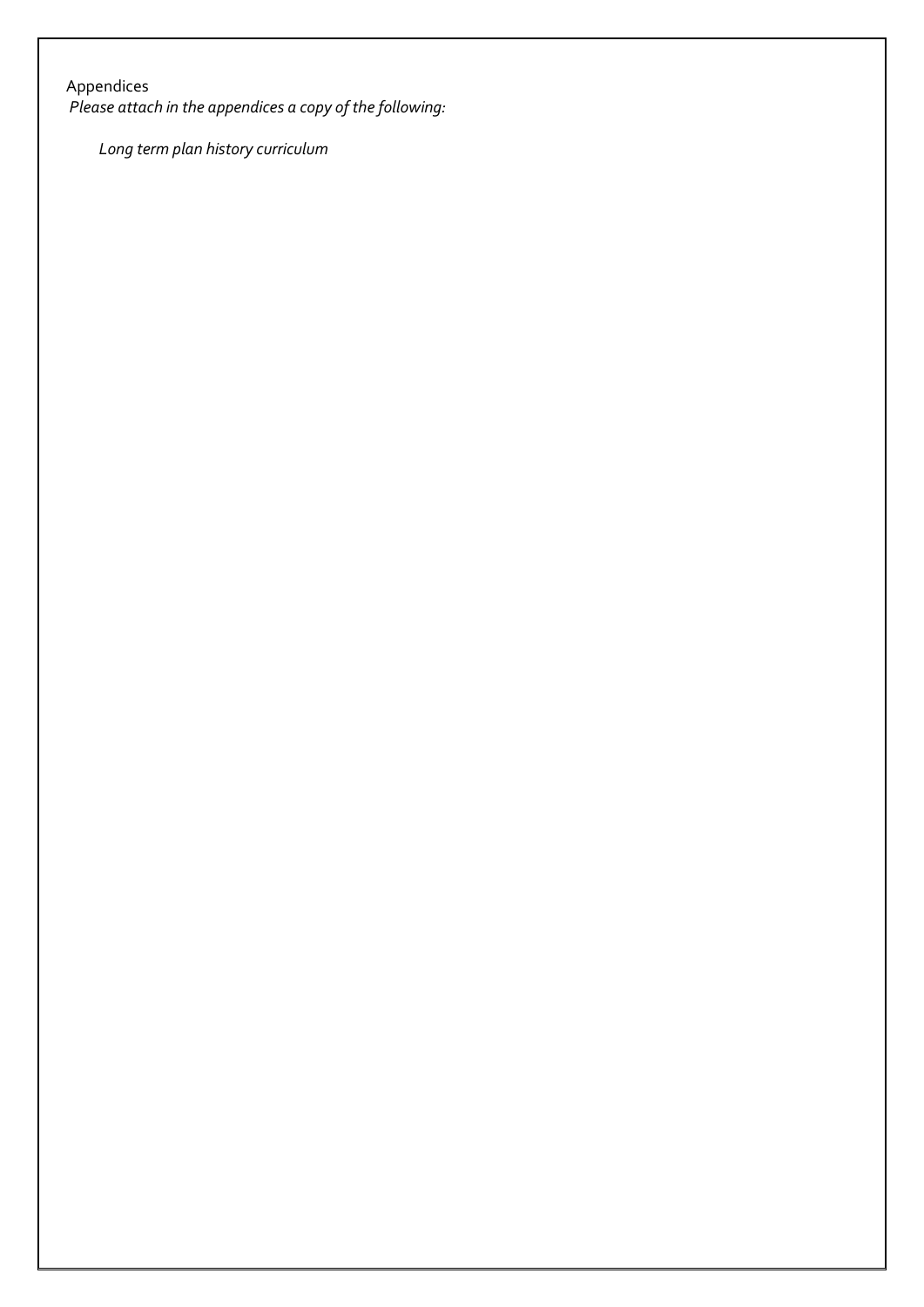Appendices

*Please attach in the appendices a copy of the following:*

*Long term plan history curriculum*